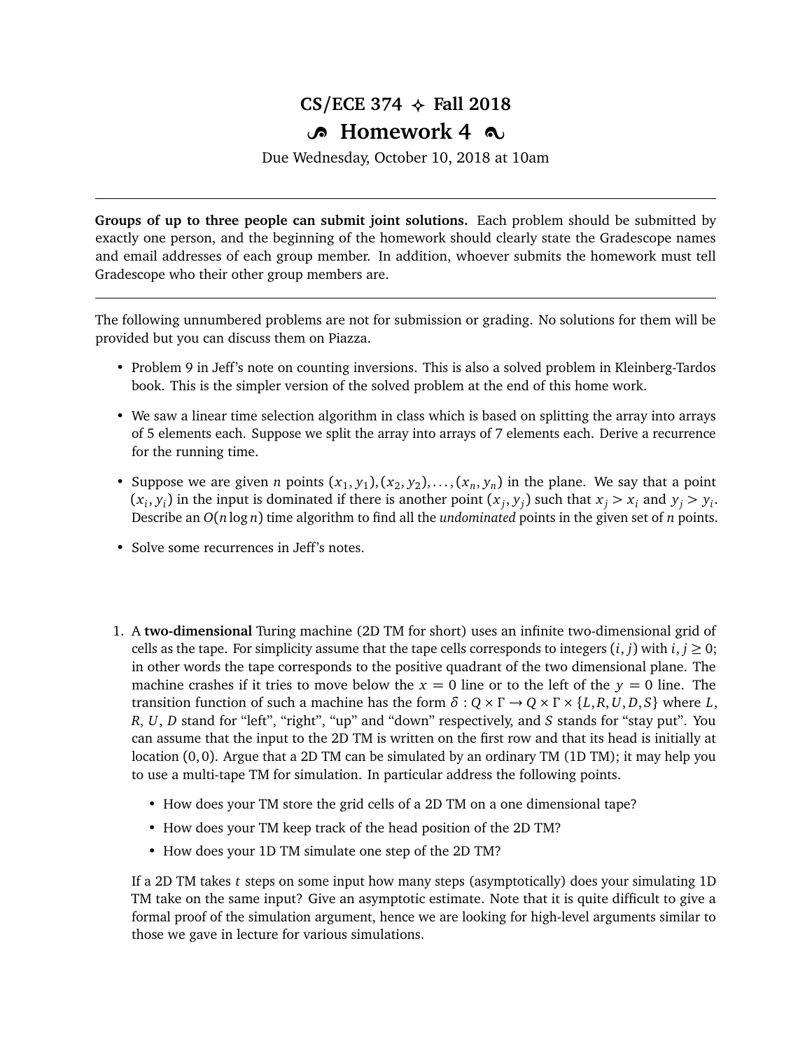# CS/ECE 374 ✧ Fall 2018

## Homework 4

Due Wednesday, October 10, 2018 at 10am

---

**Groups of up to three people can submit joint solutions.** Each problem should be submitted by exactly one person, and the beginning of the homework should clearly state the Gradescope names and email addresses of each group member. In addition, whoever submits the homework must tell Gradescope who their other group members are.

---

The following unnumbered problems are not for submission or grading. No solutions for them will be provided but you can discuss them on Piazza.

- Problem 9 in Jeff's note on counting inversions. This is also a solved problem in Kleinberg-Tardos book. This is the simpler version of the solved problem at the end of this home work.
- We saw a linear time selection algorithm in class which is based on splitting the array into arrays of 5 elements each. Suppose we split the array into arrays of 7 elements each. Derive a recurrence for the running time.
- Suppose we are given $n$ points $(x_1, y_1), (x_2, y_2), \ldots, (x_n, y_n)$ in the plane. We say that a point $(x_i, y_i)$ in the input is dominated if there is another point $(x_j, y_j)$ such that $x_j > x_i$ and $y_j > y_i$. Describe an $O(n \log n)$ time algorithm to find all the *undominated* points in the given set of $n$ points.
- Solve some recurrences in Jeff's notes.

1. A **two-dimensional** Turing machine (2D TM for short) uses an infinite two-dimensional grid of cells as the tape. For simplicity assume that the tape cells corresponds to integers $(i, j)$ with $i, j \geq 0$; in other words the tape corresponds to the positive quadrant of the two dimensional plane. The machine crashes if it tries to move below the $x = 0$ line or to the left of the $y = 0$ line. The transition function of such a machine has the form $\delta : Q \times \Gamma \rightarrow Q \times \Gamma \times \{L, R, U, D, S\}$ where $L$, $R$, $U$, $D$ stand for "left", "right", "up" and "down" respectively, and $S$ stands for "stay put". You can assume that the input to the 2D TM is written on the first row and that its head is initially at location $(0, 0)$. Argue that a 2D TM can be simulated by an ordinary TM (1D TM); it may help you to use a multi-tape TM for simulation. In particular address the following points.

   - How does your TM store the grid cells of a 2D TM on a one dimensional tape?
   - How does your TM keep track of the head position of the 2D TM?
   - How does your 1D TM simulate one step of the 2D TM?

   If a 2D TM takes $t$ steps on some input how many steps (asymptotically) does your simulating 1D TM take on the same input? Give an asymptotic estimate. Note that it is quite difficult to give a formal proof of the simulation argument, hence we are looking for high-level arguments similar to those we gave in lecture for various simulations.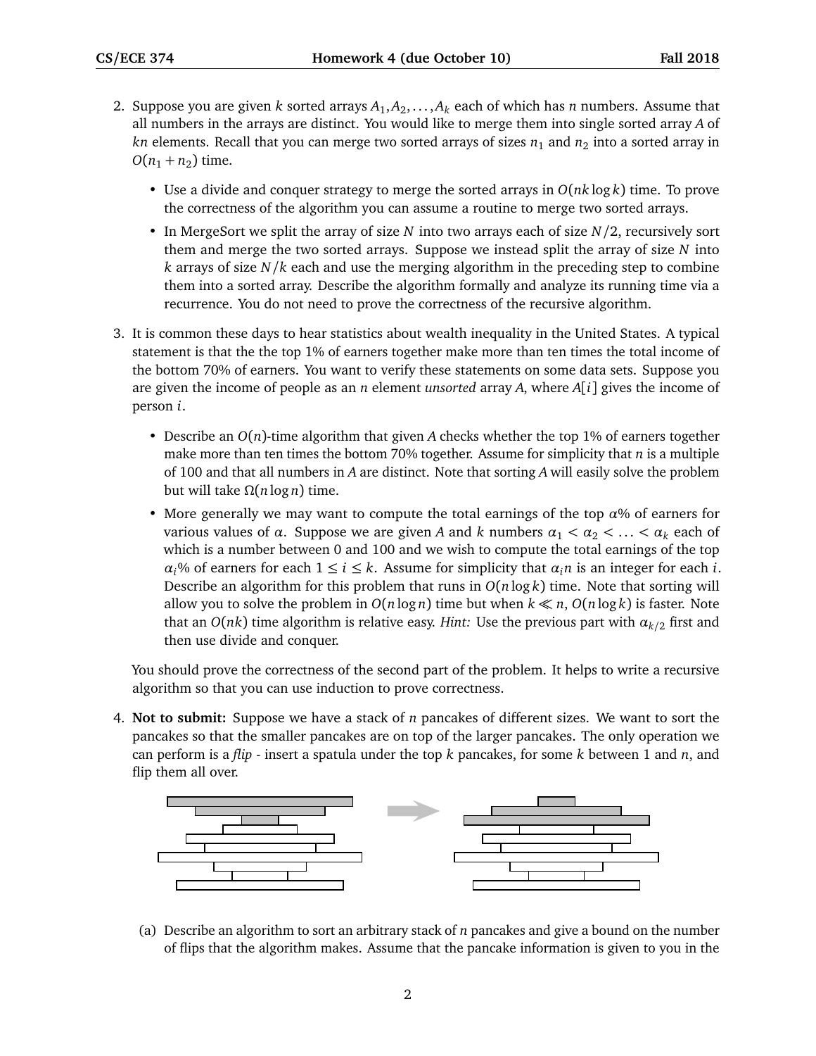2. Suppose you are given $k$ sorted arrays $A_1, A_2, \ldots, A_k$ each of which has $n$ numbers. Assume that all numbers in the arrays are distinct. You would like to merge them into single sorted array $A$ of $kn$ elements. Recall that you can merge two sorted arrays of sizes $n_1$ and $n_2$ into a sorted array in $O(n_1 + n_2)$ time.

   - Use a divide and conquer strategy to merge the sorted arrays in $O(nk \log k)$ time. To prove the correctness of the algorithm you can assume a routine to merge two sorted arrays.
   - In MergeSort we split the array of size $N$ into two arrays each of size $N/2$, recursively sort them and merge the two sorted arrays. Suppose we instead split the array of size $N$ into $k$ arrays of size $N/k$ each and use the merging algorithm in the preceding step to combine them into a sorted array. Describe the algorithm formally and analyze its running time via a recurrence. You do not need to prove the correctness of the recursive algorithm.

3. It is common these days to hear statistics about wealth inequality in the United States. A typical statement is that the the top 1% of earners together make more than ten times the total income of the bottom 70% of earners. You want to verify these statements on some data sets. Suppose you are given the income of people as an $n$ element *unsorted* array $A$, where $A[i]$ gives the income of person $i$.

   - Describe an $O(n)$-time algorithm that given $A$ checks whether the top 1% of earners together make more than ten times the bottom 70% together. Assume for simplicity that $n$ is a multiple of 100 and that all numbers in $A$ are distinct. Note that sorting $A$ will easily solve the problem but will take $\Omega(n \log n)$ time.
   - More generally we may want to compute the total earnings of the top $\alpha$% of earners for various values of $\alpha$. Suppose we are given $A$ and $k$ numbers $\alpha_1 < \alpha_2 < \ldots < \alpha_k$ each of which is a number between 0 and 100 and we wish to compute the total earnings of the top $\alpha_i$% of earners for each $1 \leq i \leq k$. Assume for simplicity that $\alpha_i n$ is an integer for each $i$. Describe an algorithm for this problem that runs in $O(n \log k)$ time. Note that sorting will allow you to solve the problem in $O(n \log n)$ time but when $k \ll n$, $O(n \log k)$ is faster. Note that an $O(nk)$ time algorithm is relative easy. *Hint:* Use the previous part with $\alpha_{k/2}$ first and then use divide and conquer.

   You should prove the correctness of the second part of the problem. It helps to write a recursive algorithm so that you can use induction to prove correctness.

4. **Not to submit:** Suppose we have a stack of $n$ pancakes of different sizes. We want to sort the pancakes so that the smaller pancakes are on top of the larger pancakes. The only operation we can perform is a *flip* - insert a spatula under the top $k$ pancakes, for some $k$ between 1 and $n$, and flip them all over.

   (a) Describe an algorithm to sort an arbitrary stack of $n$ pancakes and give a bound on the number of flips that the algorithm makes. Assume that the pancake information is given to you in the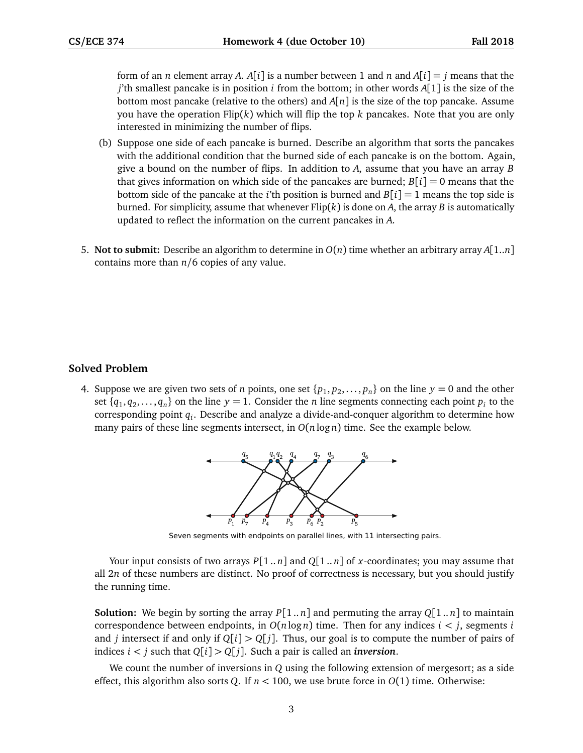form of an $n$ element array $A$. $A[i]$ is a number between 1 and $n$ and $A[i] = j$ means that the $j$'th smallest pancake is in position $i$ from the bottom; in other words $A[1]$ is the size of the bottom most pancake (relative to the others) and $A[n]$ is the size of the top pancake. Assume you have the operation Flip($k$) which will flip the top $k$ pancakes. Note that you are only interested in minimizing the number of flips.

(b) Suppose one side of each pancake is burned. Describe an algorithm that sorts the pancakes with the additional condition that the burned side of each pancake is on the bottom. Again, give a bound on the number of flips. In addition to $A$, assume that you have an array $B$ that gives information on which side of the pancakes are burned; $B[i] = 0$ means that the bottom side of the pancake at the $i$'th position is burned and $B[i] = 1$ means the top side is burned. For simplicity, assume that whenever Flip($k$) is done on $A$, the array $B$ is automatically updated to reflect the information on the current pancakes in $A$.

5. **Not to submit:** Describe an algorithm to determine in $O(n)$ time whether an arbitrary array $A[1..n]$ contains more than $n/6$ copies of any value.

## Solved Problem

4. Suppose we are given two sets of $n$ points, one set $\{p_1, p_2, \ldots, p_n\}$ on the line $y = 0$ and the other set $\{q_1, q_2, \ldots, q_n\}$ on the line $y = 1$. Consider the $n$ line segments connecting each point $p_i$ to the corresponding point $q_i$. Describe and analyze a divide-and-conquer algorithm to determine how many pairs of these line segments intersect, in $O(n \log n)$ time. See the example below.

Seven segments with endpoints on parallel lines, with 11 intersecting pairs.

Your input consists of two arrays $P[1..n]$ and $Q[1..n]$ of $x$-coordinates; you may assume that all $2n$ of these numbers are distinct. No proof of correctness is necessary, but you should justify the running time.

**Solution:** We begin by sorting the array $P[1..n]$ and permuting the array $Q[1..n]$ to maintain correspondence between endpoints, in $O(n \log n)$ time. Then for any indices $i < j$, segments $i$ and $j$ intersect if and only if $Q[i] > Q[j]$. Thus, our goal is to compute the number of pairs of indices $i < j$ such that $Q[i] > Q[j]$. Such a pair is called an ***inversion***.

We count the number of inversions in $Q$ using the following extension of mergesort; as a side effect, this algorithm also sorts $Q$. If $n < 100$, we use brute force in $O(1)$ time. Otherwise: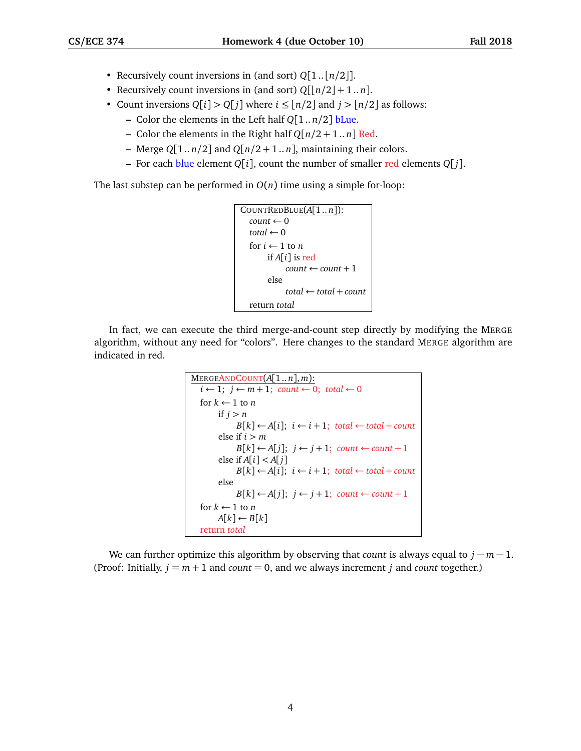- Recursively count inversions in (and sort) $Q[1..\lfloor n/2 \rfloor]$.
- Recursively count inversions in (and sort) $Q[\lfloor n/2 \rfloor + 1..n]$.
- Count inversions $Q[i] > Q[j]$ where $i \le \lfloor n/2 \rfloor$ and $j > \lfloor n/2 \rfloor$ as follows:
  - Color the elements in the Left half $Q[1..n/2]$ bLue.
  - Color the elements in the Right half $Q[n/2+1..n]$ Red.
  - Merge $Q[1..n/2]$ and $Q[n/2+1..n]$, maintaining their colors.
  - For each blue element $Q[i]$, count the number of smaller red elements $Q[j]$.

The last substep can be performed in $O(n)$ time using a simple for-loop:

```
CountRedBlue(A[1..n]):
  count ← 0
  total ← 0
  for i ← 1 to n
      if A[i] is red
          count ← count + 1
      else
          total ← total + count
  return total
```

In fact, we can execute the third merge-and-count step directly by modifying the Merge algorithm, without any need for "colors". Here changes to the standard Merge algorithm are indicated in red.

```
MergeAndCount(A[1..n], m):
  i ← 1; j ← m + 1; count ← 0; total ← 0
  for k ← 1 to n
      if j > n
          B[k] ← A[i]; i ← i + 1; total ← total + count
      else if i > m
          B[k] ← A[j]; j ← j + 1; count ← count + 1
      else if A[i] < A[j]
          B[k] ← A[i]; i ← i + 1; total ← total + count
      else
          B[k] ← A[j]; j ← j + 1; count ← count + 1
  for k ← 1 to n
      A[k] ← B[k]
  return total
```

We can further optimize this algorithm by observing that *count* is always equal to $j - m - 1$. (Proof: Initially, $j = m + 1$ and *count* $= 0$, and we always increment $j$ and *count* together.)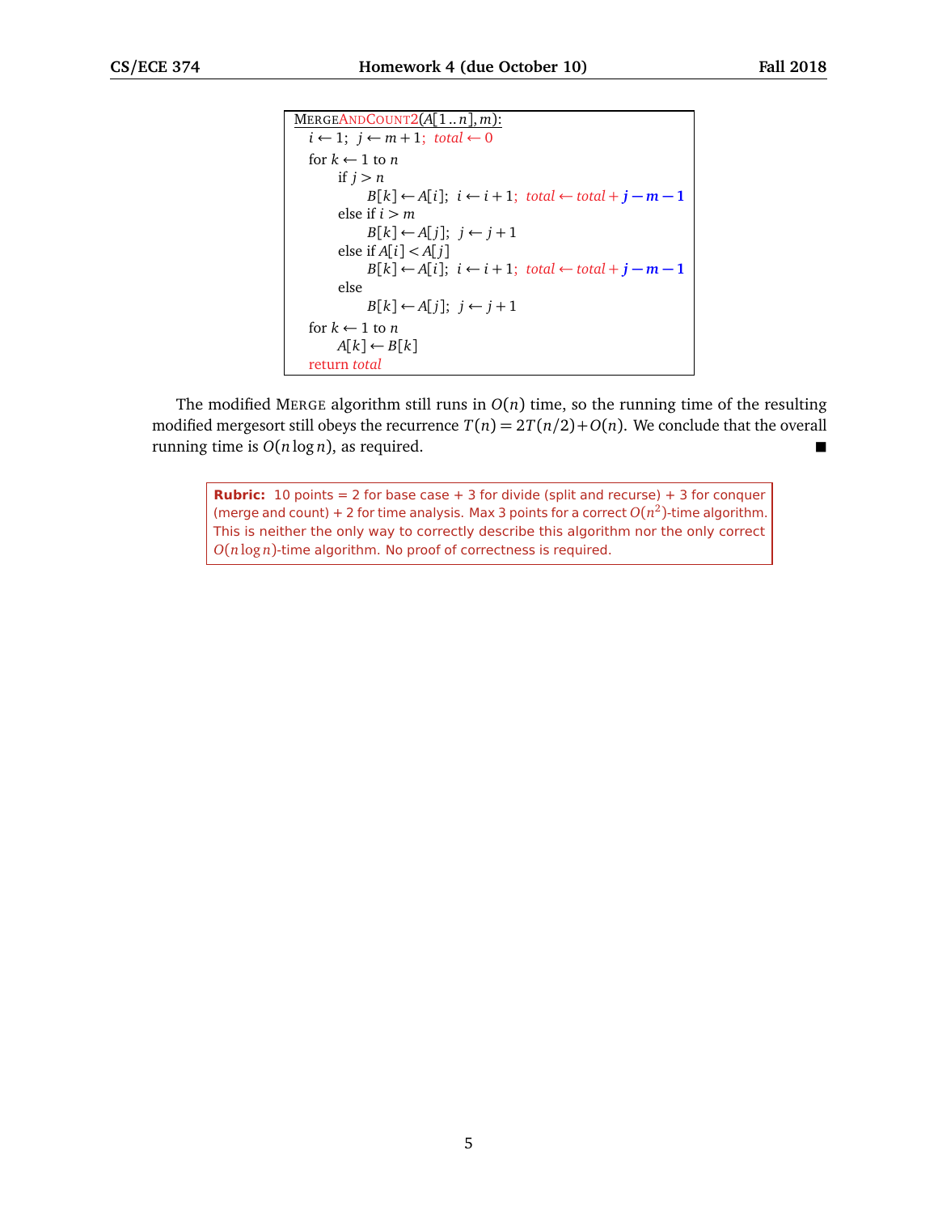```
MergeAndCount2(A[1..n], m):
  i ← 1; j ← m+1; total ← 0
  for k ← 1 to n
      if j > n
          B[k] ← A[i]; i ← i+1; total ← total + j − m − 1
      else if i > m
          B[k] ← A[j]; j ← j+1
      else if A[i] < A[j]
          B[k] ← A[i]; i ← i+1; total ← total + j − m − 1
      else
          B[k] ← A[j]; j ← j+1
  for k ← 1 to n
      A[k] ← B[k]
  return total
```

The modified Merge algorithm still runs in $O(n)$ time, so the running time of the resulting modified mergesort still obeys the recurrence $T(n) = 2T(n/2) + O(n)$. We conclude that the overall running time is $O(n \log n)$, as required. ■

> **Rubric:** 10 points = 2 for base case + 3 for divide (split and recurse) + 3 for conquer (merge and count) + 2 for time analysis. Max 3 points for a correct $O(n^2)$-time algorithm. This is neither the only way to correctly describe this algorithm nor the only correct $O(n \log n)$-time algorithm. No proof of correctness is required.